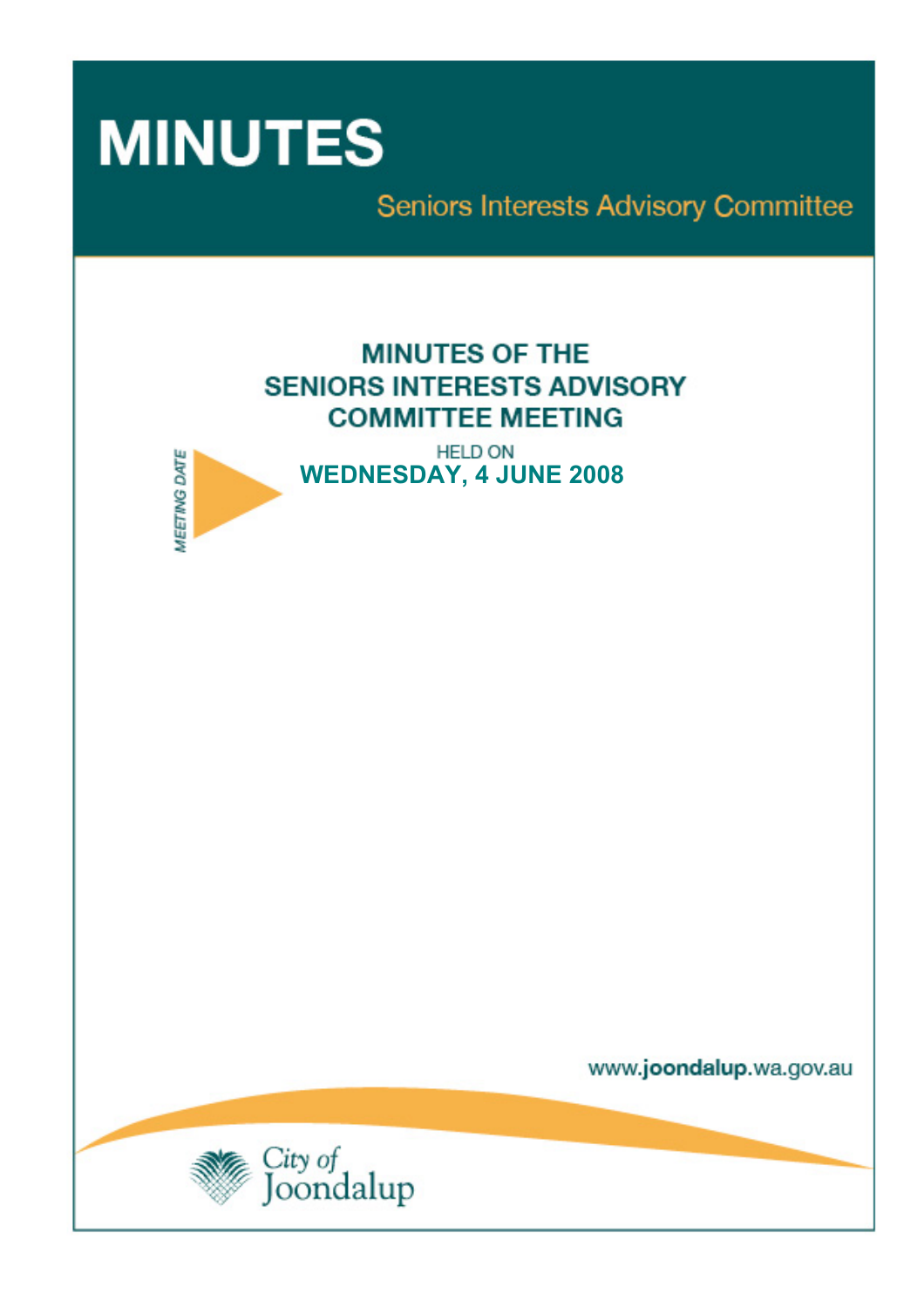# MINUTES

Seniors Interests Advisory Committee

## MINUTES OF THE SENIORS INTERESTS ADVISORY COMMITTEE MEETING

*MEETING DATE*

HELD ON

**WEDNESDAY, 4 JUNE 2008**

www.joondalup.wa.gov.au

City of Joondalup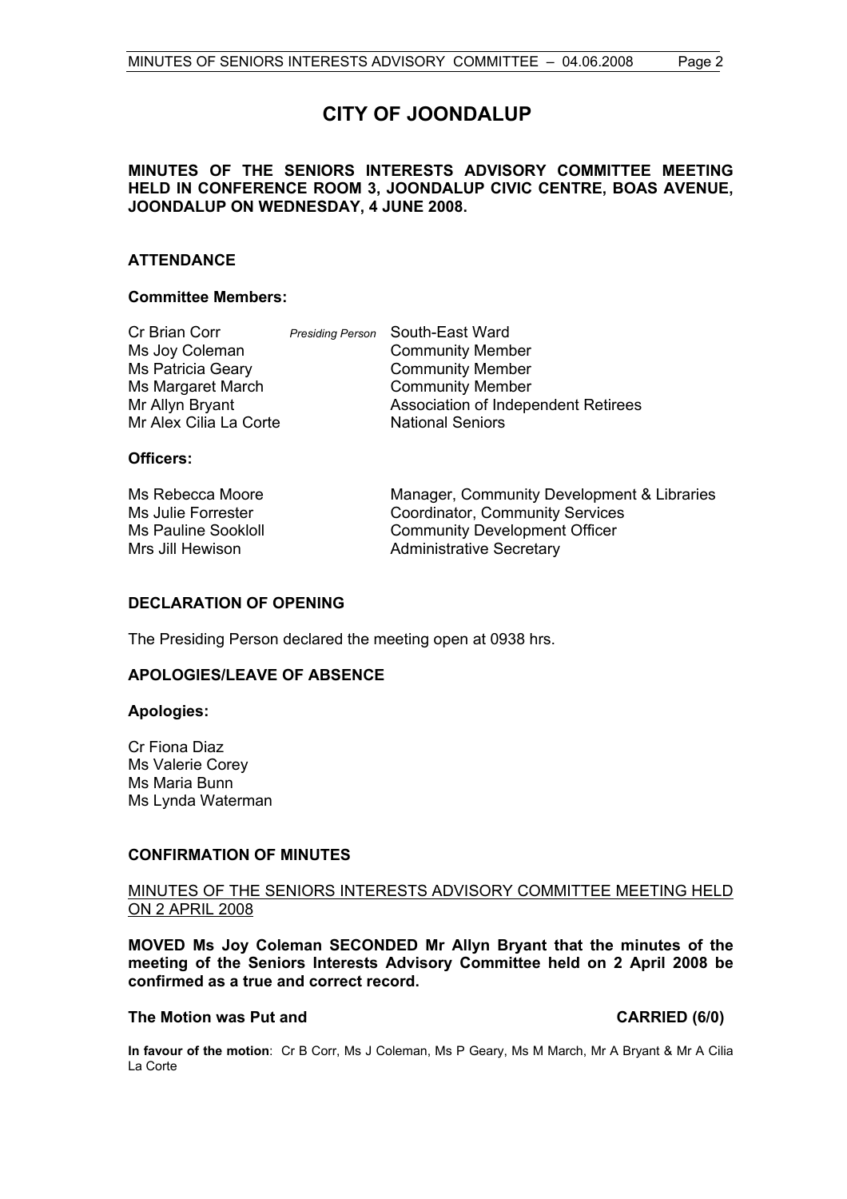# CITY OF JOONDALUP

**MINUTES OF THE SENIORS INTERESTS ADVISORY COMMITTEE MEETING HELD IN CONFERENCE ROOM 3, JOONDALUP CIVIC CENTRE, BOAS AVENUE, JOONDALUP ON WEDNESDAY, 4 JUNE 2008.**

## ATTENDANCE

### Committee Members:

| | | |
|---|---|---|
| Cr Brian Corr | *Presiding Person* | South-East Ward |
| Ms Joy Coleman | | Community Member |
| Ms Patricia Geary | | Community Member |
| Ms Margaret March | | Community Member |
| Mr Allyn Bryant | | Association of Independent Retirees |
| Mr Alex Cilia La Corte | | National Seniors |

### Officers:

| | |
|---|---|
| Ms Rebecca Moore | Manager, Community Development & Libraries |
| Ms Julie Forrester | Coordinator, Community Services |
| Ms Pauline Sookloll | Community Development Officer |
| Mrs Jill Hewison | Administrative Secretary |

## DECLARATION OF OPENING

The Presiding Person declared the meeting open at 0938 hrs.

## APOLOGIES/LEAVE OF ABSENCE

### Apologies:

Cr Fiona Diaz
Ms Valerie Corey
Ms Maria Bunn
Ms Lynda Waterman

## CONFIRMATION OF MINUTES

MINUTES OF THE SENIORS INTERESTS ADVISORY COMMITTEE MEETING HELD ON 2 APRIL 2008

**MOVED Ms Joy Coleman SECONDED Mr Allyn Bryant that the minutes of the meeting of the Seniors Interests Advisory Committee held on 2 April 2008 be confirmed as a true and correct record.**

**The Motion was Put and CARRIED (6/0)**

**In favour of the motion**: Cr B Corr, Ms J Coleman, Ms P Geary, Ms M March, Mr A Bryant & Mr A Cilia La Corte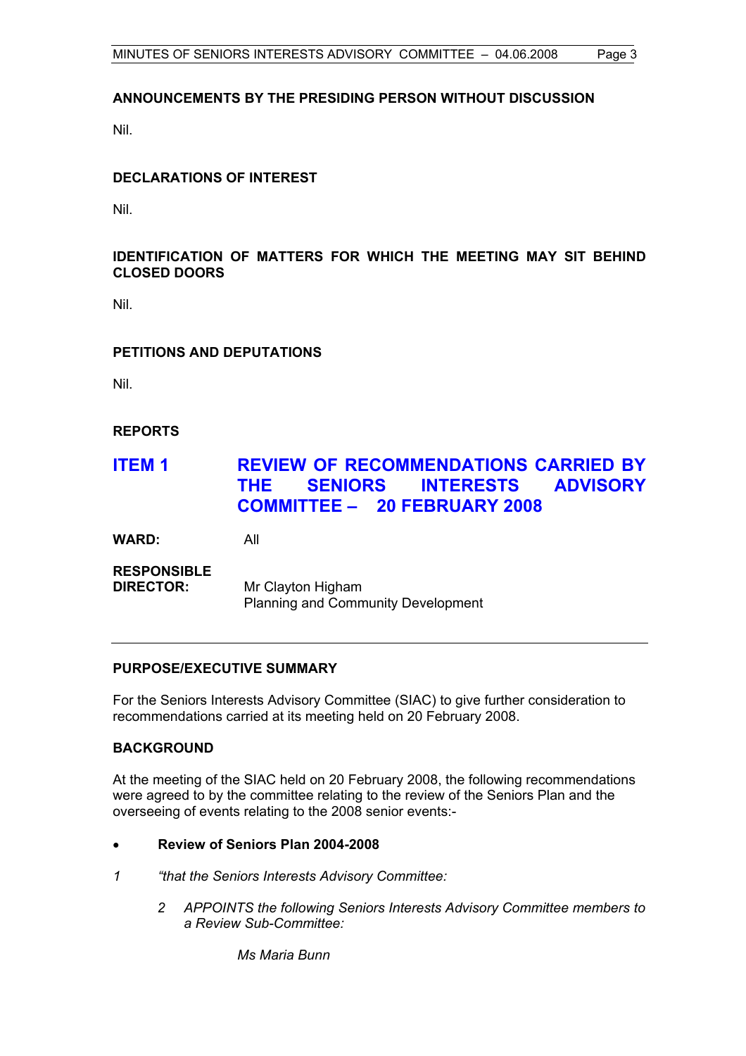## ANNOUNCEMENTS BY THE PRESIDING PERSON WITHOUT DISCUSSION

Nil.

## DECLARATIONS OF INTEREST

Nil.

## IDENTIFICATION OF MATTERS FOR WHICH THE MEETING MAY SIT BEHIND CLOSED DOORS

Nil.

## PETITIONS AND DEPUTATIONS

Nil.

## REPORTS

## ITEM 1 REVIEW OF RECOMMENDATIONS CARRIED BY THE SENIORS INTERESTS ADVISORY COMMITTEE – 20 FEBRUARY 2008

**WARD:** All

**RESPONSIBLE DIRECTOR:** Mr Clayton Higham
Planning and Community Development

---

### PURPOSE/EXECUTIVE SUMMARY

For the Seniors Interests Advisory Committee (SIAC) to give further consideration to recommendations carried at its meeting held on 20 February 2008.

### BACKGROUND

At the meeting of the SIAC held on 20 February 2008, the following recommendations were agreed to by the committee relating to the review of the Seniors Plan and the overseeing of events relating to the 2008 senior events:-

- **Review of Seniors Plan 2004-2008**

*1 "that the Seniors Interests Advisory Committee:*

*2 APPOINTS the following Seniors Interests Advisory Committee members to a Review Sub-Committee:*

*Ms Maria Bunn*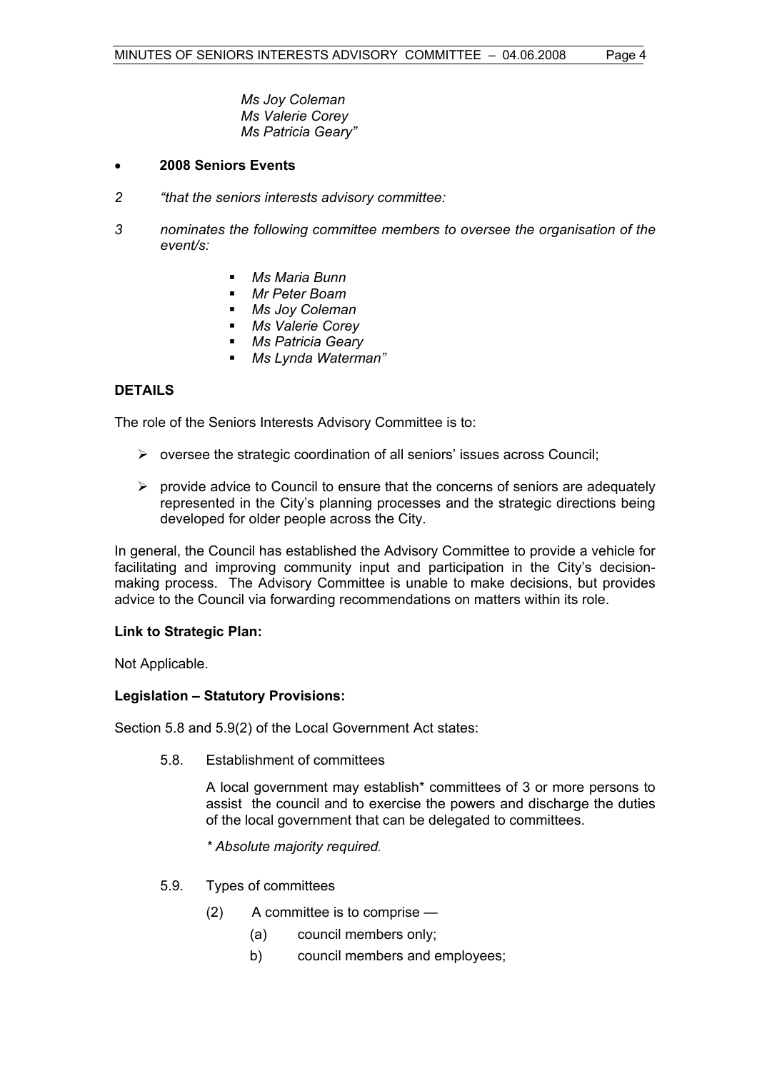*Ms Joy Coleman*
*Ms Valerie Corey*
*Ms Patricia Geary"*

- **2008 Seniors Events**

*2 "that the seniors interests advisory committee:*

*3 nominates the following committee members to oversee the organisation of the event/s:*

- *Ms Maria Bunn*
- *Mr Peter Boam*
- *Ms Joy Coleman*
- *Ms Valerie Corey*
- *Ms Patricia Geary*
- *Ms Lynda Waterman"*

**DETAILS**

The role of the Seniors Interests Advisory Committee is to:

- oversee the strategic coordination of all seniors' issues across Council;
- provide advice to Council to ensure that the concerns of seniors are adequately represented in the City's planning processes and the strategic directions being developed for older people across the City.

In general, the Council has established the Advisory Committee to provide a vehicle for facilitating and improving community input and participation in the City's decision-making process. The Advisory Committee is unable to make decisions, but provides advice to the Council via forwarding recommendations on matters within its role.

**Link to Strategic Plan:**

Not Applicable.

**Legislation – Statutory Provisions:**

Section 5.8 and 5.9(2) of the Local Government Act states:

5.8. Establishment of committees

A local government may establish* committees of 3 or more persons to assist the council and to exercise the powers and discharge the duties of the local government that can be delegated to committees.

*\* Absolute majority required.*

5.9. Types of committees

(2) A committee is to comprise —

(a) council members only;

b) council members and employees;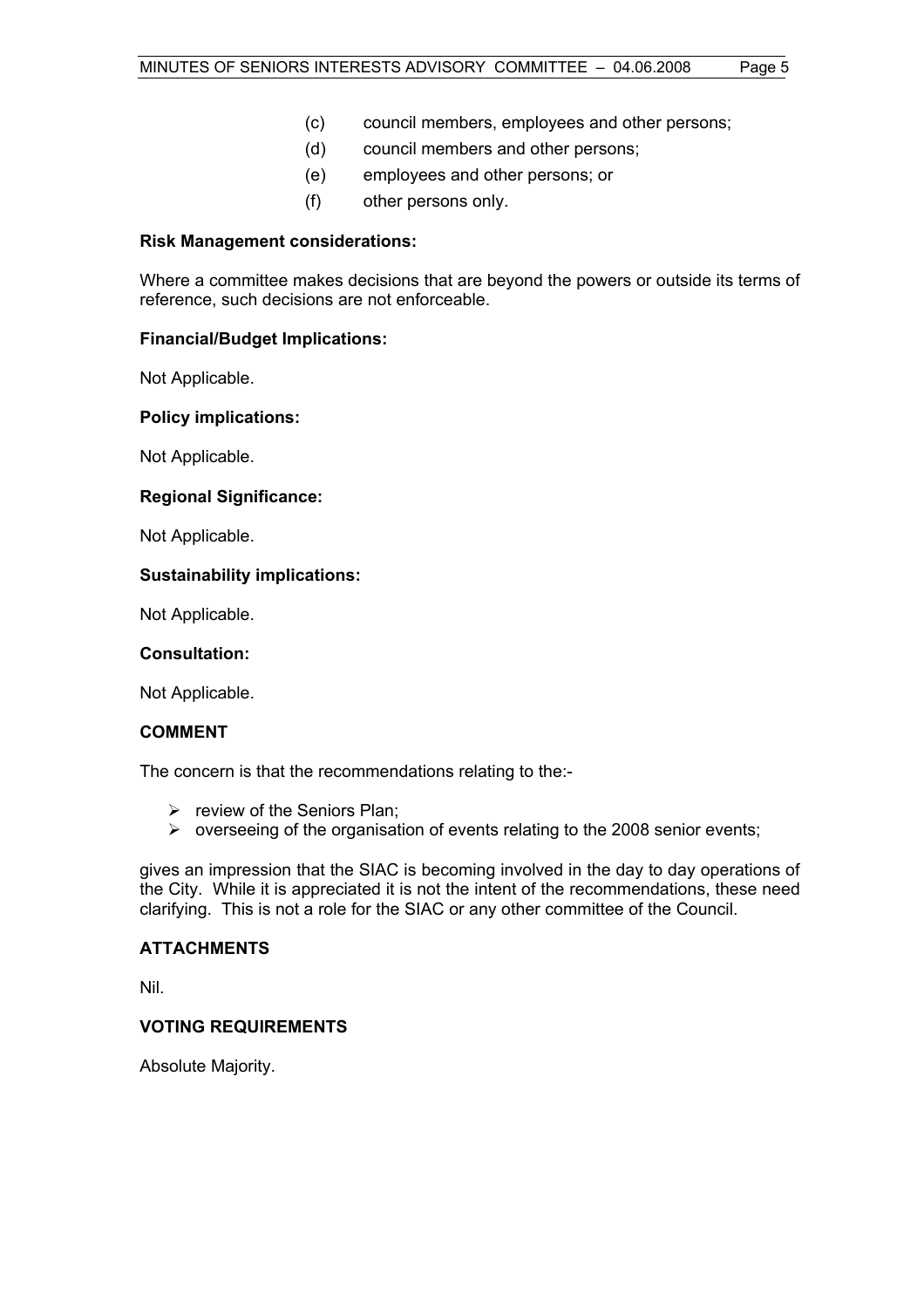(c) council members, employees and other persons;
(d) council members and other persons;
(e) employees and other persons; or
(f) other persons only.

**Risk Management considerations:**

Where a committee makes decisions that are beyond the powers or outside its terms of reference, such decisions are not enforceable.

**Financial/Budget Implications:**

Not Applicable.

**Policy implications:**

Not Applicable.

**Regional Significance:**

Not Applicable.

**Sustainability implications:**

Not Applicable.

**Consultation:**

Not Applicable.

## COMMENT

The concern is that the recommendations relating to the:-

- review of the Seniors Plan;
- overseeing of the organisation of events relating to the 2008 senior events;

gives an impression that the SIAC is becoming involved in the day to day operations of the City. While it is appreciated it is not the intent of the recommendations, these need clarifying. This is not a role for the SIAC or any other committee of the Council.

## ATTACHMENTS

Nil.

## VOTING REQUIREMENTS

Absolute Majority.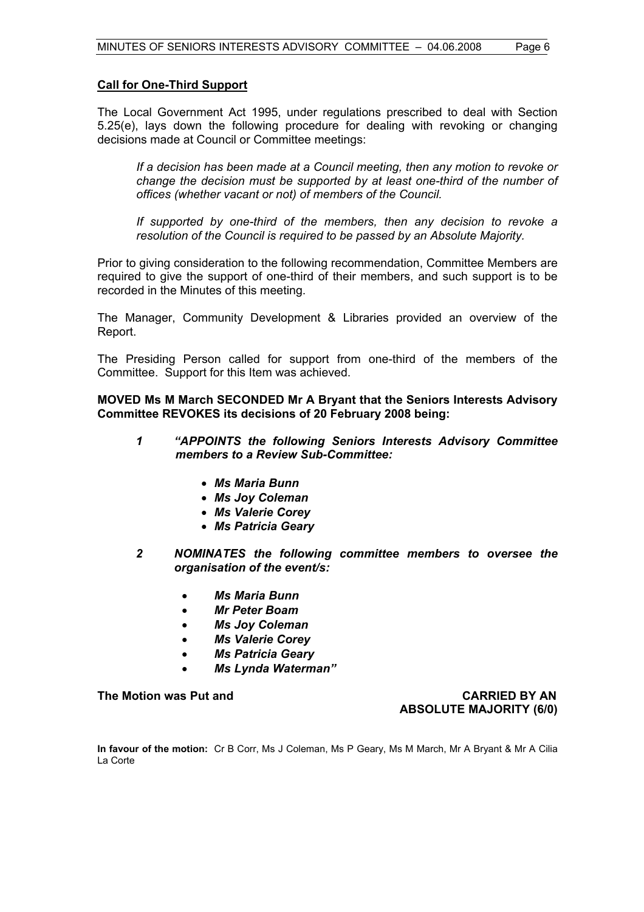**Call for One-Third Support**

The Local Government Act 1995, under regulations prescribed to deal with Section 5.25(e), lays down the following procedure for dealing with revoking or changing decisions made at Council or Committee meetings:

> *If a decision has been made at a Council meeting, then any motion to revoke or change the decision must be supported by at least one-third of the number of offices (whether vacant or not) of members of the Council.*
>
> *If supported by one-third of the members, then any decision to revoke a resolution of the Council is required to be passed by an Absolute Majority.*

Prior to giving consideration to the following recommendation, Committee Members are required to give the support of one-third of their members, and such support is to be recorded in the Minutes of this meeting.

The Manager, Community Development & Libraries provided an overview of the Report.

The Presiding Person called for support from one-third of the members of the Committee. Support for this Item was achieved.

**MOVED Ms M March SECONDED Mr A Bryant that the Seniors Interests Advisory Committee REVOKES its decisions of 20 February 2008 being:**

***1 "APPOINTS the following Seniors Interests Advisory Committee members to a Review Sub-Committee:***

- ***Ms Maria Bunn***
- ***Ms Joy Coleman***
- ***Ms Valerie Corey***
- ***Ms Patricia Geary***

***2 NOMINATES the following committee members to oversee the organisation of the event/s:***

- ***Ms Maria Bunn***
- ***Mr Peter Boam***
- ***Ms Joy Coleman***
- ***Ms Valerie Corey***
- ***Ms Patricia Geary***
- ***Ms Lynda Waterman"***

**The Motion was Put and CARRIED BY AN ABSOLUTE MAJORITY (6/0)**

**In favour of the motion:** Cr B Corr, Ms J Coleman, Ms P Geary, Ms M March, Mr A Bryant & Mr A Cilia La Corte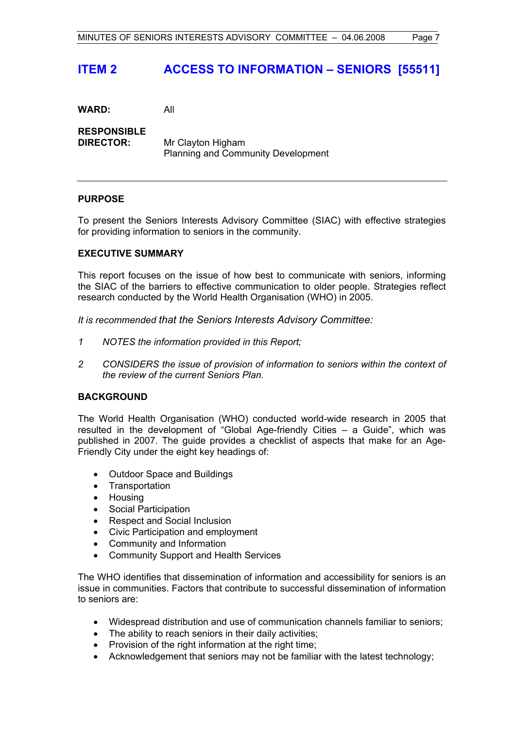# ITEM 2 ACCESS TO INFORMATION – SENIORS [55511]

**WARD:** All

**RESPONSIBLE DIRECTOR:** Mr Clayton Higham
Planning and Community Development

---

## PURPOSE

To present the Seniors Interests Advisory Committee (SIAC) with effective strategies for providing information to seniors in the community.

## EXECUTIVE SUMMARY

This report focuses on the issue of how best to communicate with seniors, informing the SIAC of the barriers to effective communication to older people. Strategies reflect research conducted by the World Health Organisation (WHO) in 2005.

*It is recommended that the Seniors Interests Advisory Committee:*

*1 NOTES the information provided in this Report;*

*2 CONSIDERS the issue of provision of information to seniors within the context of the review of the current Seniors Plan.*

## BACKGROUND

The World Health Organisation (WHO) conducted world-wide research in 2005 that resulted in the development of "Global Age-friendly Cities – a Guide", which was published in 2007. The guide provides a checklist of aspects that make for an Age-Friendly City under the eight key headings of:

- Outdoor Space and Buildings
- Transportation
- Housing
- Social Participation
- Respect and Social Inclusion
- Civic Participation and employment
- Community and Information
- Community Support and Health Services

The WHO identifies that dissemination of information and accessibility for seniors is an issue in communities. Factors that contribute to successful dissemination of information to seniors are:

- Widespread distribution and use of communication channels familiar to seniors;
- The ability to reach seniors in their daily activities;
- Provision of the right information at the right time;
- Acknowledgement that seniors may not be familiar with the latest technology;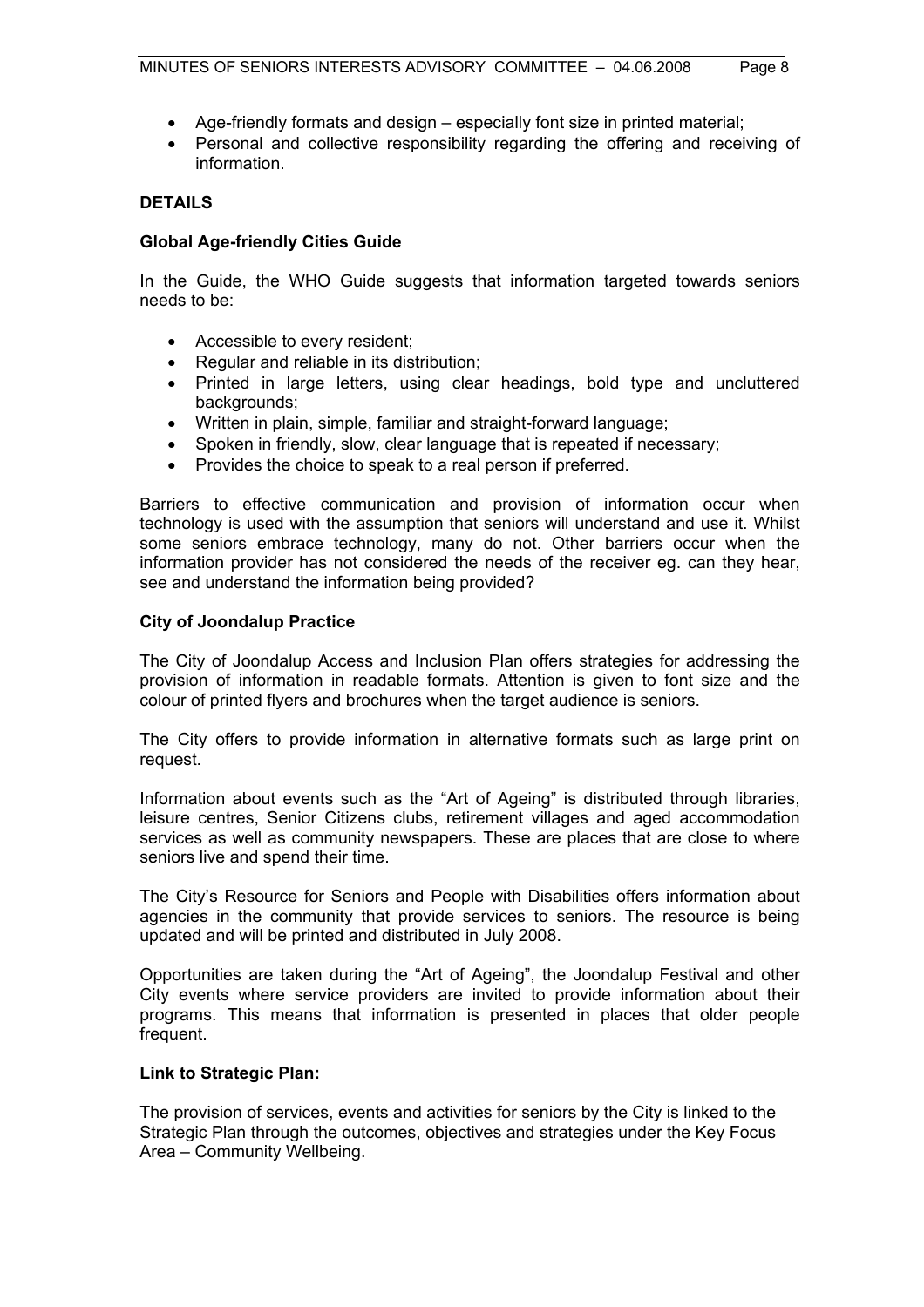- Age-friendly formats and design – especially font size in printed material;
- Personal and collective responsibility regarding the offering and receiving of information.

**DETAILS**

**Global Age-friendly Cities Guide**

In the Guide, the WHO Guide suggests that information targeted towards seniors needs to be:

- Accessible to every resident;
- Regular and reliable in its distribution;
- Printed in large letters, using clear headings, bold type and uncluttered backgrounds;
- Written in plain, simple, familiar and straight-forward language;
- Spoken in friendly, slow, clear language that is repeated if necessary;
- Provides the choice to speak to a real person if preferred.

Barriers to effective communication and provision of information occur when technology is used with the assumption that seniors will understand and use it. Whilst some seniors embrace technology, many do not. Other barriers occur when the information provider has not considered the needs of the receiver eg. can they hear, see and understand the information being provided?

**City of Joondalup Practice**

The City of Joondalup Access and Inclusion Plan offers strategies for addressing the provision of information in readable formats. Attention is given to font size and the colour of printed flyers and brochures when the target audience is seniors.

The City offers to provide information in alternative formats such as large print on request.

Information about events such as the "Art of Ageing" is distributed through libraries, leisure centres, Senior Citizens clubs, retirement villages and aged accommodation services as well as community newspapers. These are places that are close to where seniors live and spend their time.

The City's Resource for Seniors and People with Disabilities offers information about agencies in the community that provide services to seniors. The resource is being updated and will be printed and distributed in July 2008.

Opportunities are taken during the "Art of Ageing", the Joondalup Festival and other City events where service providers are invited to provide information about their programs. This means that information is presented in places that older people frequent.

**Link to Strategic Plan:**

The provision of services, events and activities for seniors by the City is linked to the Strategic Plan through the outcomes, objectives and strategies under the Key Focus Area – Community Wellbeing.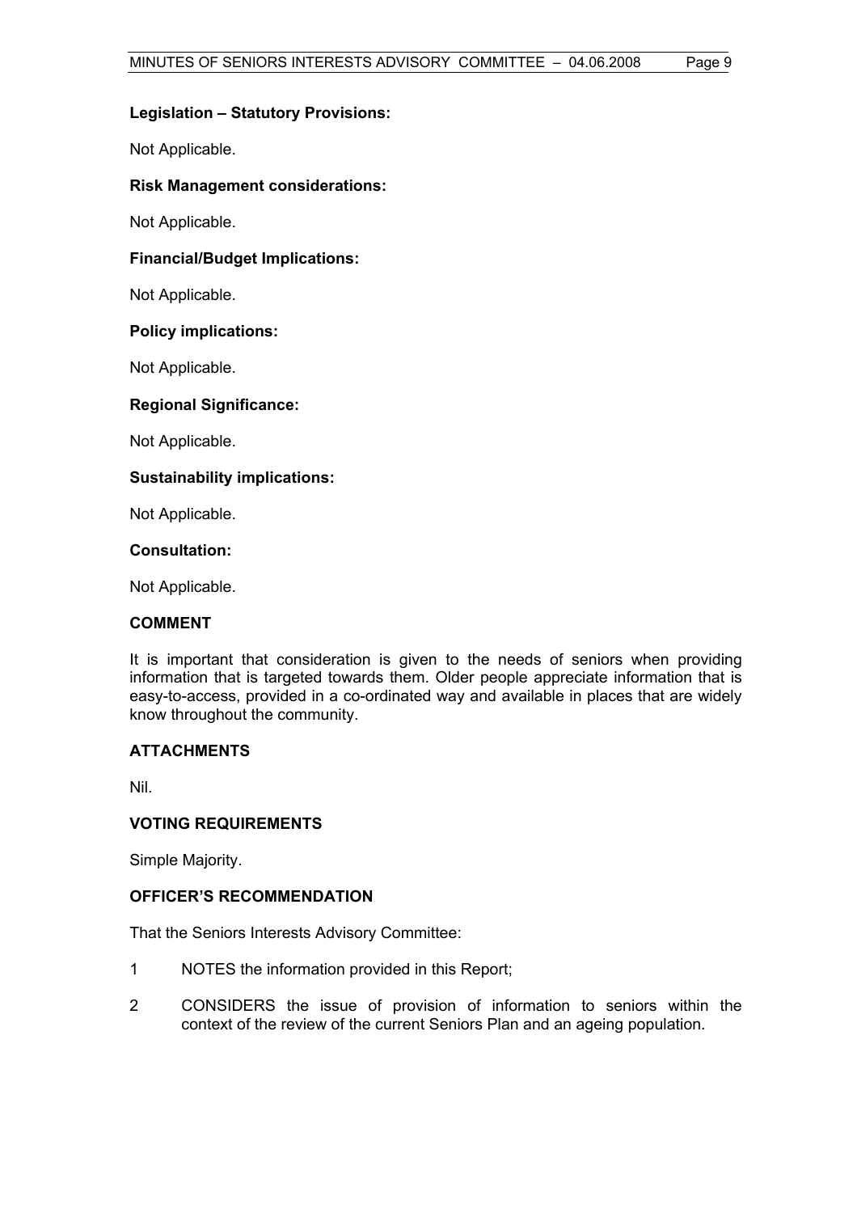**Legislation – Statutory Provisions:**

Not Applicable.

**Risk Management considerations:**

Not Applicable.

**Financial/Budget Implications:**

Not Applicable.

**Policy implications:**

Not Applicable.

**Regional Significance:**

Not Applicable.

**Sustainability implications:**

Not Applicable.

**Consultation:**

Not Applicable.

## COMMENT

It is important that consideration is given to the needs of seniors when providing information that is targeted towards them. Older people appreciate information that is easy-to-access, provided in a co-ordinated way and available in places that are widely know throughout the community.

## ATTACHMENTS

Nil.

## VOTING REQUIREMENTS

Simple Majority.

## OFFICER'S RECOMMENDATION

That the Seniors Interests Advisory Committee:

1 NOTES the information provided in this Report;

2 CONSIDERS the issue of provision of information to seniors within the context of the review of the current Seniors Plan and an ageing population.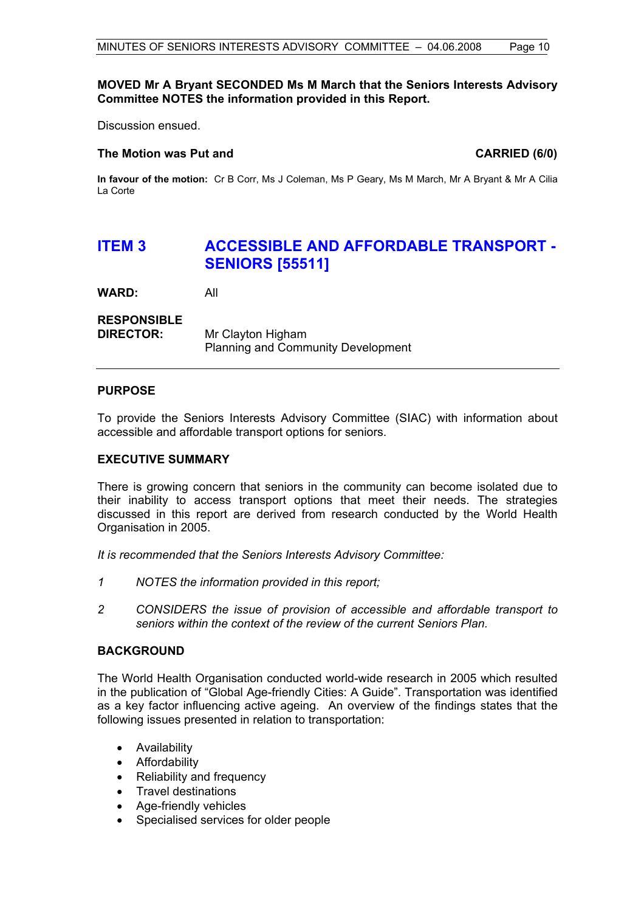**MOVED Mr A Bryant SECONDED Ms M March that the Seniors Interests Advisory Committee NOTES the information provided in this Report.**

Discussion ensued.

**The Motion was Put and CARRIED (6/0)**

**In favour of the motion:** Cr B Corr, Ms J Coleman, Ms P Geary, Ms M March, Mr A Bryant & Mr A Cilia La Corte

## ITEM 3 ACCESSIBLE AND AFFORDABLE TRANSPORT - SENIORS [55511]

**WARD:** All

**RESPONSIBLE DIRECTOR:** Mr Clayton Higham
Planning and Community Development

---

### PURPOSE

To provide the Seniors Interests Advisory Committee (SIAC) with information about accessible and affordable transport options for seniors.

### EXECUTIVE SUMMARY

There is growing concern that seniors in the community can become isolated due to their inability to access transport options that meet their needs. The strategies discussed in this report are derived from research conducted by the World Health Organisation in 2005.

*It is recommended that the Seniors Interests Advisory Committee:*

*1 NOTES the information provided in this report;*

*2 CONSIDERS the issue of provision of accessible and affordable transport to seniors within the context of the review of the current Seniors Plan.*

### BACKGROUND

The World Health Organisation conducted world-wide research in 2005 which resulted in the publication of "Global Age-friendly Cities: A Guide". Transportation was identified as a key factor influencing active ageing. An overview of the findings states that the following issues presented in relation to transportation:

- Availability
- Affordability
- Reliability and frequency
- Travel destinations
- Age-friendly vehicles
- Specialised services for older people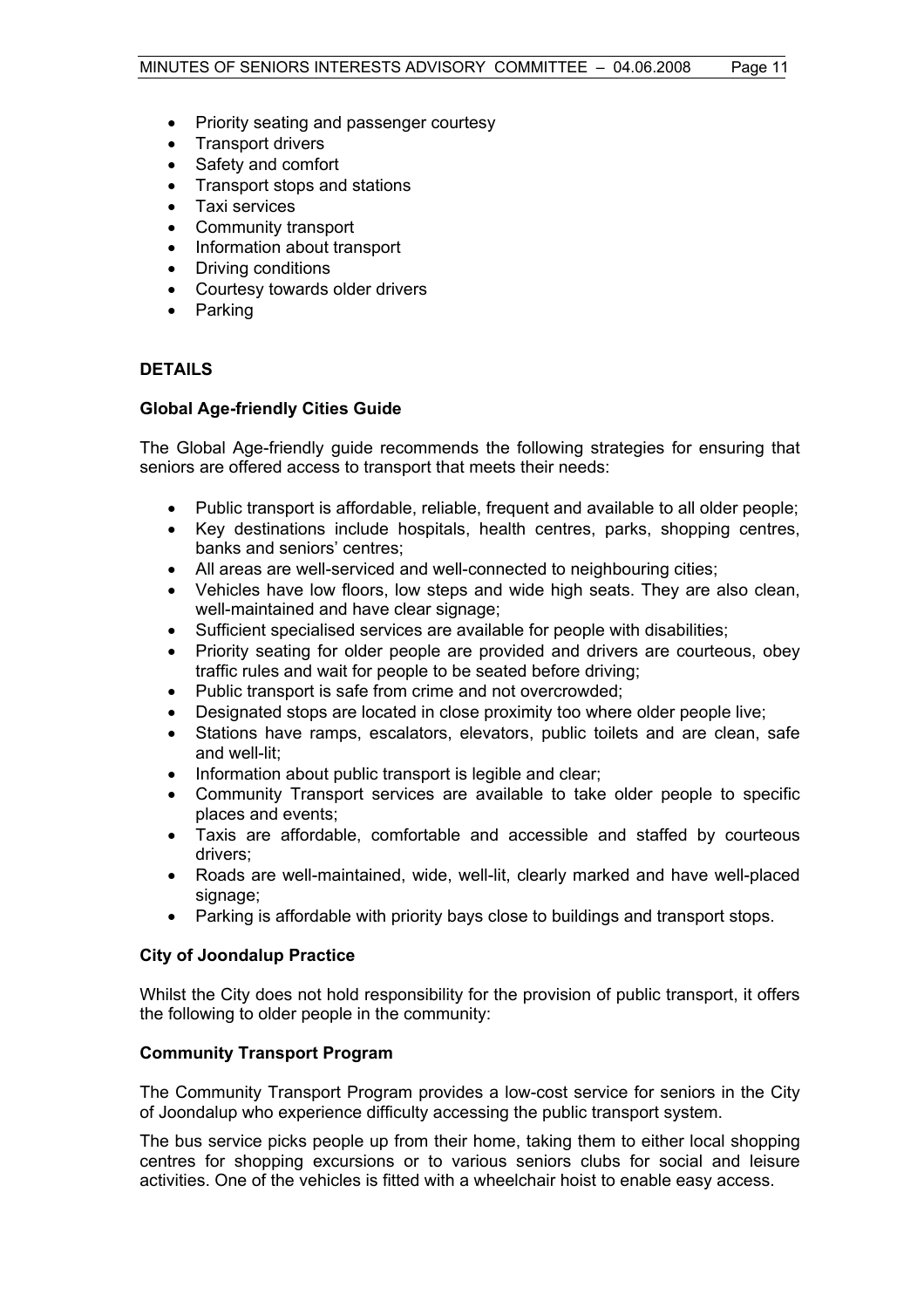- Priority seating and passenger courtesy
- Transport drivers
- Safety and comfort
- Transport stops and stations
- Taxi services
- Community transport
- Information about transport
- Driving conditions
- Courtesy towards older drivers
- Parking

**DETAILS**

**Global Age-friendly Cities Guide**

The Global Age-friendly guide recommends the following strategies for ensuring that seniors are offered access to transport that meets their needs:

- Public transport is affordable, reliable, frequent and available to all older people;
- Key destinations include hospitals, health centres, parks, shopping centres, banks and seniors' centres;
- All areas are well-serviced and well-connected to neighbouring cities;
- Vehicles have low floors, low steps and wide high seats. They are also clean, well-maintained and have clear signage;
- Sufficient specialised services are available for people with disabilities;
- Priority seating for older people are provided and drivers are courteous, obey traffic rules and wait for people to be seated before driving;
- Public transport is safe from crime and not overcrowded;
- Designated stops are located in close proximity too where older people live;
- Stations have ramps, escalators, elevators, public toilets and are clean, safe and well-lit;
- Information about public transport is legible and clear;
- Community Transport services are available to take older people to specific places and events;
- Taxis are affordable, comfortable and accessible and staffed by courteous drivers;
- Roads are well-maintained, wide, well-lit, clearly marked and have well-placed signage;
- Parking is affordable with priority bays close to buildings and transport stops.

**City of Joondalup Practice**

Whilst the City does not hold responsibility for the provision of public transport, it offers the following to older people in the community:

**Community Transport Program**

The Community Transport Program provides a low-cost service for seniors in the City of Joondalup who experience difficulty accessing the public transport system.

The bus service picks people up from their home, taking them to either local shopping centres for shopping excursions or to various seniors clubs for social and leisure activities. One of the vehicles is fitted with a wheelchair hoist to enable easy access.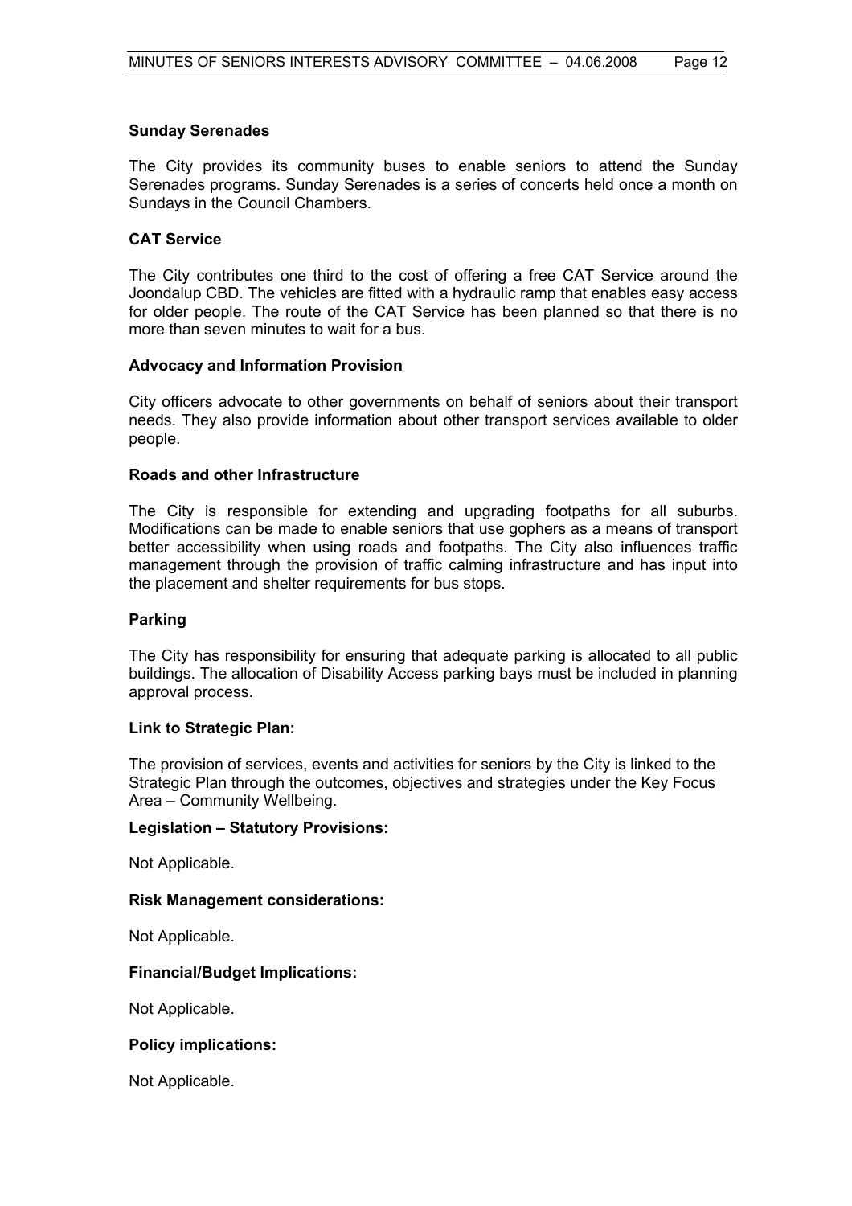**Sunday Serenades**

The City provides its community buses to enable seniors to attend the Sunday Serenades programs. Sunday Serenades is a series of concerts held once a month on Sundays in the Council Chambers.

**CAT Service**

The City contributes one third to the cost of offering a free CAT Service around the Joondalup CBD. The vehicles are fitted with a hydraulic ramp that enables easy access for older people. The route of the CAT Service has been planned so that there is no more than seven minutes to wait for a bus.

**Advocacy and Information Provision**

City officers advocate to other governments on behalf of seniors about their transport needs. They also provide information about other transport services available to older people.

**Roads and other Infrastructure**

The City is responsible for extending and upgrading footpaths for all suburbs. Modifications can be made to enable seniors that use gophers as a means of transport better accessibility when using roads and footpaths. The City also influences traffic management through the provision of traffic calming infrastructure and has input into the placement and shelter requirements for bus stops.

**Parking**

The City has responsibility for ensuring that adequate parking is allocated to all public buildings. The allocation of Disability Access parking bays must be included in planning approval process.

**Link to Strategic Plan:**

The provision of services, events and activities for seniors by the City is linked to the Strategic Plan through the outcomes, objectives and strategies under the Key Focus Area – Community Wellbeing.

**Legislation – Statutory Provisions:**

Not Applicable.

**Risk Management considerations:**

Not Applicable.

**Financial/Budget Implications:**

Not Applicable.

**Policy implications:**

Not Applicable.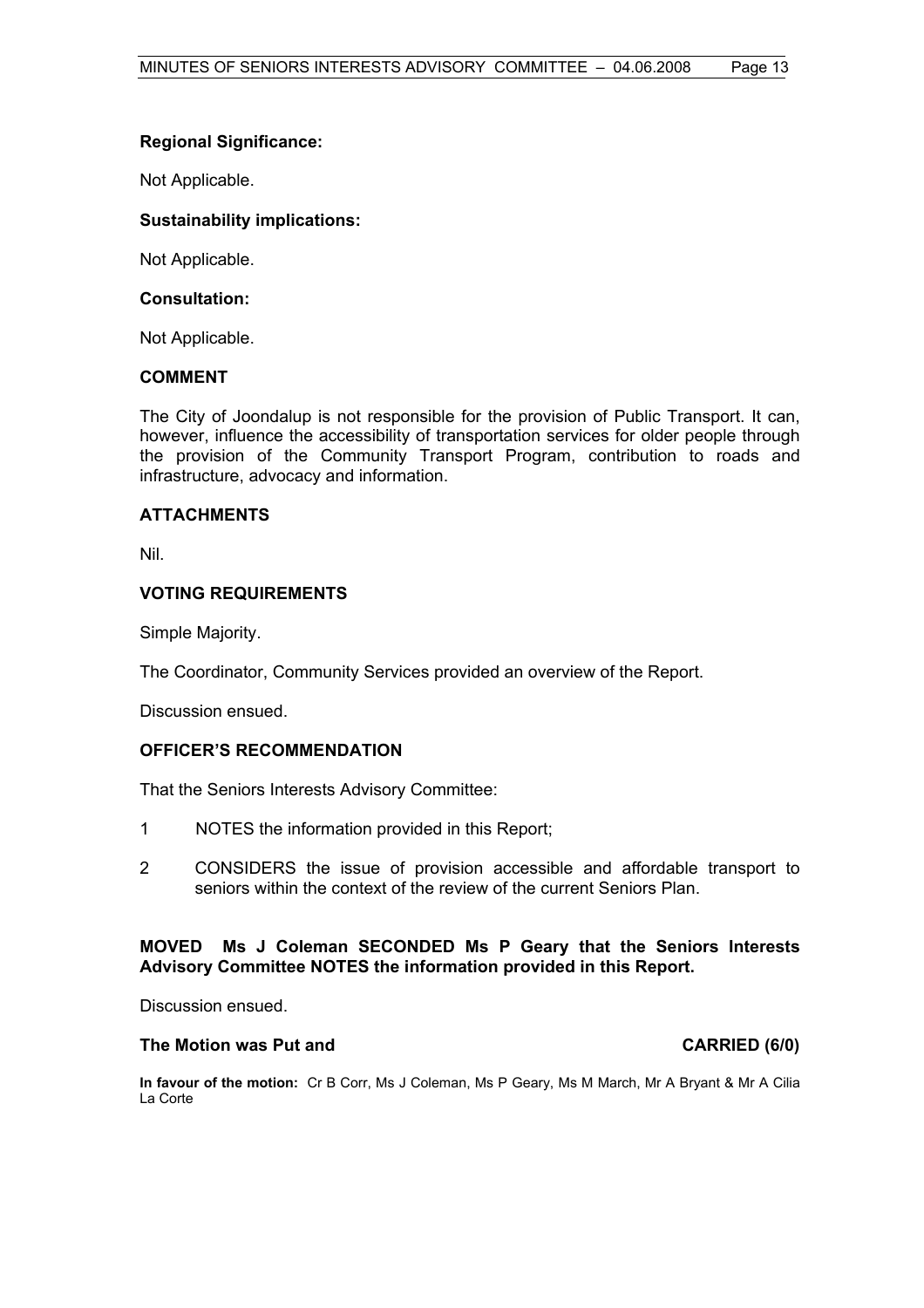**Regional Significance:**

Not Applicable.

**Sustainability implications:**

Not Applicable.

**Consultation:**

Not Applicable.

## COMMENT

The City of Joondalup is not responsible for the provision of Public Transport. It can, however, influence the accessibility of transportation services for older people through the provision of the Community Transport Program, contribution to roads and infrastructure, advocacy and information.

## ATTACHMENTS

Nil.

## VOTING REQUIREMENTS

Simple Majority.

The Coordinator, Community Services provided an overview of the Report.

Discussion ensued.

## OFFICER'S RECOMMENDATION

That the Seniors Interests Advisory Committee:

1 NOTES the information provided in this Report;

2 CONSIDERS the issue of provision accessible and affordable transport to seniors within the context of the review of the current Seniors Plan.

**MOVED Ms J Coleman SECONDED Ms P Geary that the Seniors Interests Advisory Committee NOTES the information provided in this Report.**

Discussion ensued.

**The Motion was Put and CARRIED (6/0)**

**In favour of the motion:** Cr B Corr, Ms J Coleman, Ms P Geary, Ms M March, Mr A Bryant & Mr A Cilia La Corte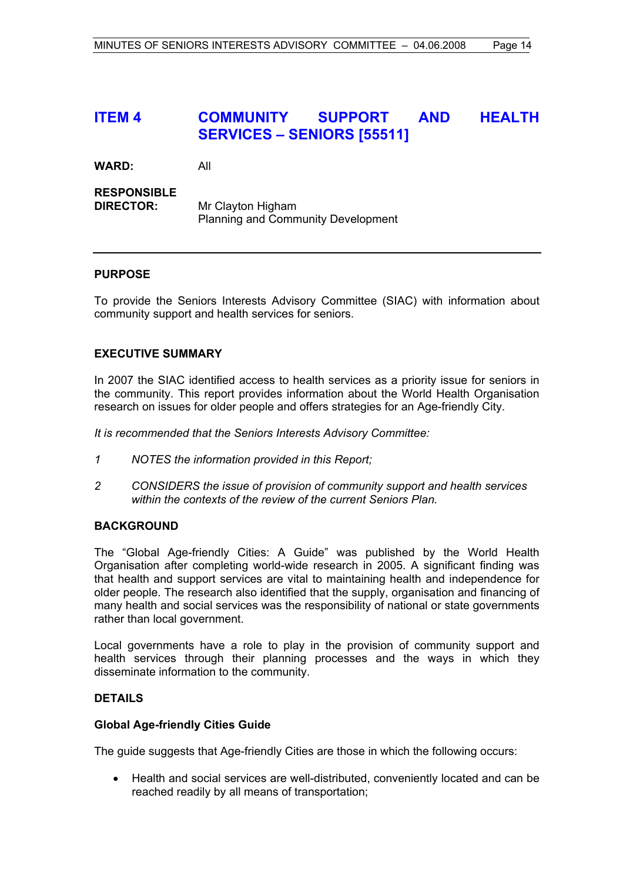## ITEM 4 COMMUNITY SUPPORT AND HEALTH SERVICES – SENIORS [55511]

**WARD:** All

**RESPONSIBLE DIRECTOR:** Mr Clayton Higham
Planning and Community Development

---

### PURPOSE

To provide the Seniors Interests Advisory Committee (SIAC) with information about community support and health services for seniors.

### EXECUTIVE SUMMARY

In 2007 the SIAC identified access to health services as a priority issue for seniors in the community. This report provides information about the World Health Organisation research on issues for older people and offers strategies for an Age-friendly City.

*It is recommended that the Seniors Interests Advisory Committee:*

*1 NOTES the information provided in this Report;*

*2 CONSIDERS the issue of provision of community support and health services within the contexts of the review of the current Seniors Plan.*

### BACKGROUND

The "Global Age-friendly Cities: A Guide" was published by the World Health Organisation after completing world-wide research in 2005. A significant finding was that health and support services are vital to maintaining health and independence for older people. The research also identified that the supply, organisation and financing of many health and social services was the responsibility of national or state governments rather than local government.

Local governments have a role to play in the provision of community support and health services through their planning processes and the ways in which they disseminate information to the community.

### DETAILS

**Global Age-friendly Cities Guide**

The guide suggests that Age-friendly Cities are those in which the following occurs:

- Health and social services are well-distributed, conveniently located and can be reached readily by all means of transportation;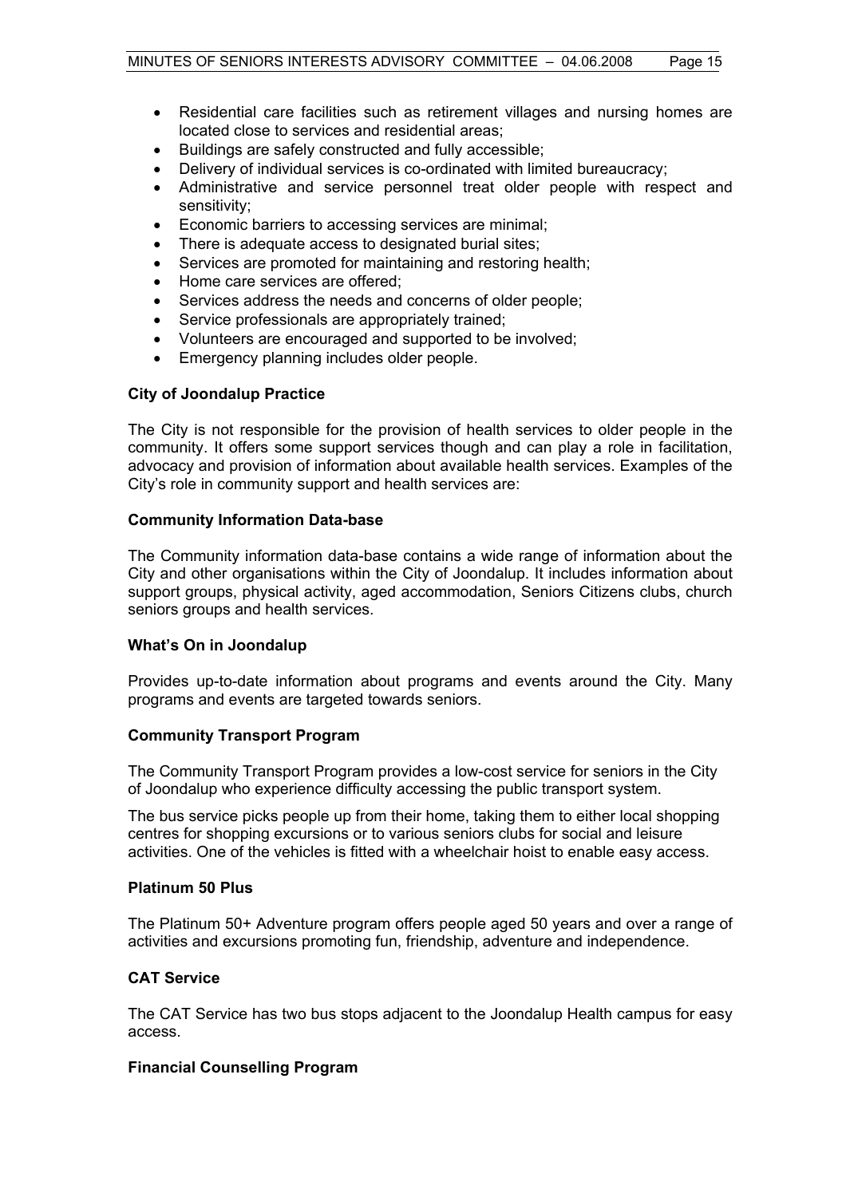- Residential care facilities such as retirement villages and nursing homes are located close to services and residential areas;
- Buildings are safely constructed and fully accessible;
- Delivery of individual services is co-ordinated with limited bureaucracy;
- Administrative and service personnel treat older people with respect and sensitivity;
- Economic barriers to accessing services are minimal;
- There is adequate access to designated burial sites;
- Services are promoted for maintaining and restoring health;
- Home care services are offered;
- Services address the needs and concerns of older people;
- Service professionals are appropriately trained;
- Volunteers are encouraged and supported to be involved;
- Emergency planning includes older people.

**City of Joondalup Practice**

The City is not responsible for the provision of health services to older people in the community. It offers some support services though and can play a role in facilitation, advocacy and provision of information about available health services. Examples of the City's role in community support and health services are:

**Community Information Data-base**

The Community information data-base contains a wide range of information about the City and other organisations within the City of Joondalup. It includes information about support groups, physical activity, aged accommodation, Seniors Citizens clubs, church seniors groups and health services.

**What's On in Joondalup**

Provides up-to-date information about programs and events around the City. Many programs and events are targeted towards seniors.

**Community Transport Program**

The Community Transport Program provides a low-cost service for seniors in the City of Joondalup who experience difficulty accessing the public transport system.

The bus service picks people up from their home, taking them to either local shopping centres for shopping excursions or to various seniors clubs for social and leisure activities. One of the vehicles is fitted with a wheelchair hoist to enable easy access.

**Platinum 50 Plus**

The Platinum 50+ Adventure program offers people aged 50 years and over a range of activities and excursions promoting fun, friendship, adventure and independence.

**CAT Service**

The CAT Service has two bus stops adjacent to the Joondalup Health campus for easy access.

**Financial Counselling Program**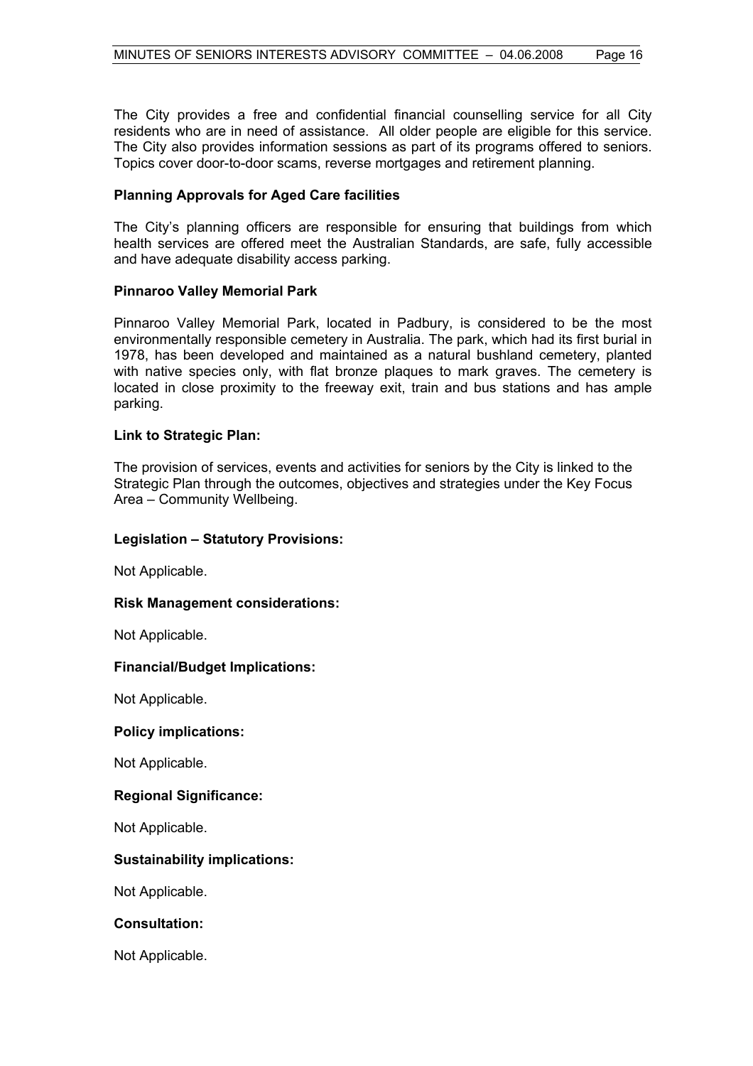The City provides a free and confidential financial counselling service for all City residents who are in need of assistance. All older people are eligible for this service. The City also provides information sessions as part of its programs offered to seniors. Topics cover door-to-door scams, reverse mortgages and retirement planning.

**Planning Approvals for Aged Care facilities**

The City's planning officers are responsible for ensuring that buildings from which health services are offered meet the Australian Standards, are safe, fully accessible and have adequate disability access parking.

**Pinnaroo Valley Memorial Park**

Pinnaroo Valley Memorial Park, located in Padbury, is considered to be the most environmentally responsible cemetery in Australia. The park, which had its first burial in 1978, has been developed and maintained as a natural bushland cemetery, planted with native species only, with flat bronze plaques to mark graves. The cemetery is located in close proximity to the freeway exit, train and bus stations and has ample parking.

**Link to Strategic Plan:**

The provision of services, events and activities for seniors by the City is linked to the Strategic Plan through the outcomes, objectives and strategies under the Key Focus Area – Community Wellbeing.

**Legislation – Statutory Provisions:**

Not Applicable.

**Risk Management considerations:**

Not Applicable.

**Financial/Budget Implications:**

Not Applicable.

**Policy implications:**

Not Applicable.

**Regional Significance:**

Not Applicable.

**Sustainability implications:**

Not Applicable.

**Consultation:**

Not Applicable.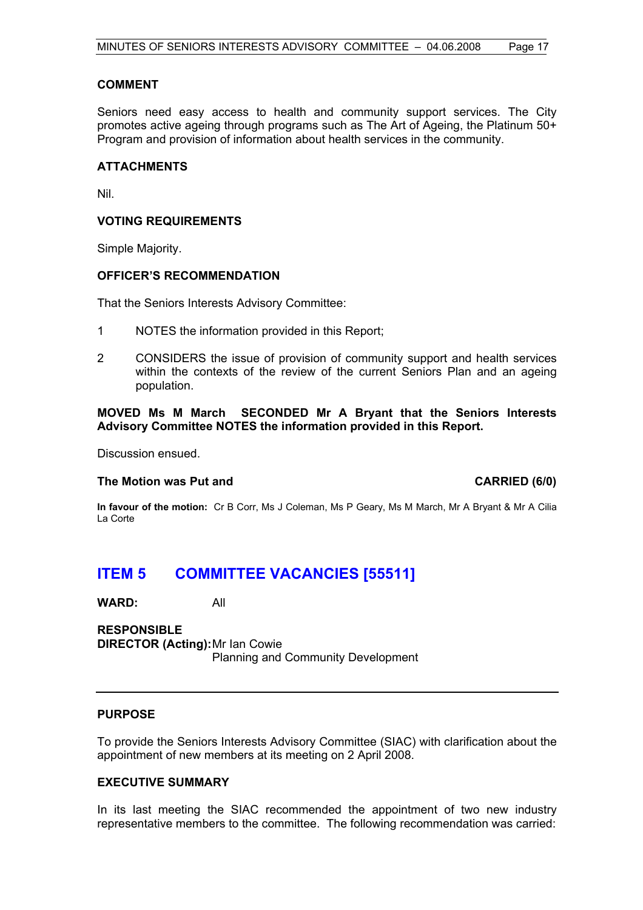## COMMENT

Seniors need easy access to health and community support services. The City promotes active ageing through programs such as The Art of Ageing, the Platinum 50+ Program and provision of information about health services in the community.

## ATTACHMENTS

Nil.

## VOTING REQUIREMENTS

Simple Majority.

## OFFICER'S RECOMMENDATION

That the Seniors Interests Advisory Committee:

1 NOTES the information provided in this Report;

2 CONSIDERS the issue of provision of community support and health services within the contexts of the review of the current Seniors Plan and an ageing population.

**MOVED Ms M March SECONDED Mr A Bryant that the Seniors Interests Advisory Committee NOTES the information provided in this Report.**

Discussion ensued.

**The Motion was Put and CARRIED (6/0)**

**In favour of the motion:** Cr B Corr, Ms J Coleman, Ms P Geary, Ms M March, Mr A Bryant & Mr A Cilia La Corte

# ITEM 5 COMMITTEE VACANCIES [55511]

**WARD:** All

**RESPONSIBLE DIRECTOR (Acting):** Mr Ian Cowie
Planning and Community Development

## PURPOSE

To provide the Seniors Interests Advisory Committee (SIAC) with clarification about the appointment of new members at its meeting on 2 April 2008.

## EXECUTIVE SUMMARY

In its last meeting the SIAC recommended the appointment of two new industry representative members to the committee. The following recommendation was carried: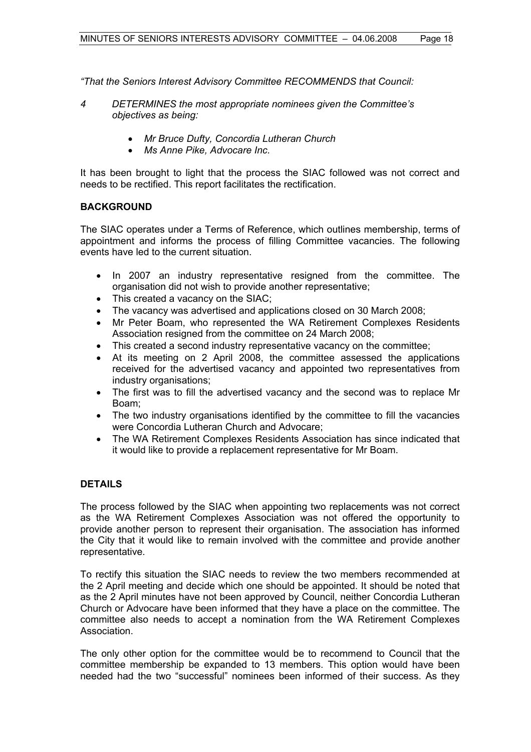*"That the Seniors Interest Advisory Committee RECOMMENDS that Council:*

*4 DETERMINES the most appropriate nominees given the Committee's objectives as being:*

- *Mr Bruce Dufty, Concordia Lutheran Church*
- *Ms Anne Pike, Advocare Inc.*

It has been brought to light that the process the SIAC followed was not correct and needs to be rectified. This report facilitates the rectification.

## BACKGROUND

The SIAC operates under a Terms of Reference, which outlines membership, terms of appointment and informs the process of filling Committee vacancies. The following events have led to the current situation.

- In 2007 an industry representative resigned from the committee. The organisation did not wish to provide another representative;
- This created a vacancy on the SIAC;
- The vacancy was advertised and applications closed on 30 March 2008;
- Mr Peter Boam, who represented the WA Retirement Complexes Residents Association resigned from the committee on 24 March 2008;
- This created a second industry representative vacancy on the committee;
- At its meeting on 2 April 2008, the committee assessed the applications received for the advertised vacancy and appointed two representatives from industry organisations;
- The first was to fill the advertised vacancy and the second was to replace Mr Boam;
- The two industry organisations identified by the committee to fill the vacancies were Concordia Lutheran Church and Advocare;
- The WA Retirement Complexes Residents Association has since indicated that it would like to provide a replacement representative for Mr Boam.

## DETAILS

The process followed by the SIAC when appointing two replacements was not correct as the WA Retirement Complexes Association was not offered the opportunity to provide another person to represent their organisation. The association has informed the City that it would like to remain involved with the committee and provide another representative.

To rectify this situation the SIAC needs to review the two members recommended at the 2 April meeting and decide which one should be appointed. It should be noted that as the 2 April minutes have not been approved by Council, neither Concordia Lutheran Church or Advocare have been informed that they have a place on the committee. The committee also needs to accept a nomination from the WA Retirement Complexes Association.

The only other option for the committee would be to recommend to Council that the committee membership be expanded to 13 members. This option would have been needed had the two "successful" nominees been informed of their success. As they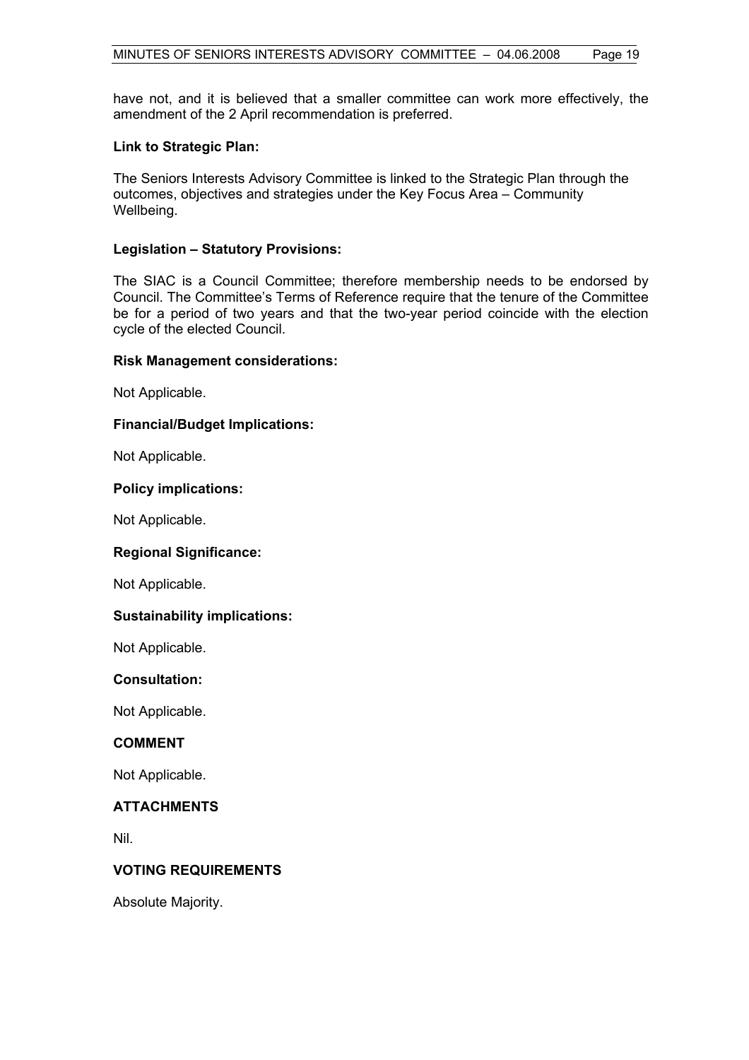have not, and it is believed that a smaller committee can work more effectively, the amendment of the 2 April recommendation is preferred.

**Link to Strategic Plan:**

The Seniors Interests Advisory Committee is linked to the Strategic Plan through the outcomes, objectives and strategies under the Key Focus Area – Community Wellbeing.

**Legislation – Statutory Provisions:**

The SIAC is a Council Committee; therefore membership needs to be endorsed by Council. The Committee's Terms of Reference require that the tenure of the Committee be for a period of two years and that the two-year period coincide with the election cycle of the elected Council.

**Risk Management considerations:**

Not Applicable.

**Financial/Budget Implications:**

Not Applicable.

**Policy implications:**

Not Applicable.

**Regional Significance:**

Not Applicable.

**Sustainability implications:**

Not Applicable.

**Consultation:**

Not Applicable.

## COMMENT

Not Applicable.

## ATTACHMENTS

Nil.

## VOTING REQUIREMENTS

Absolute Majority.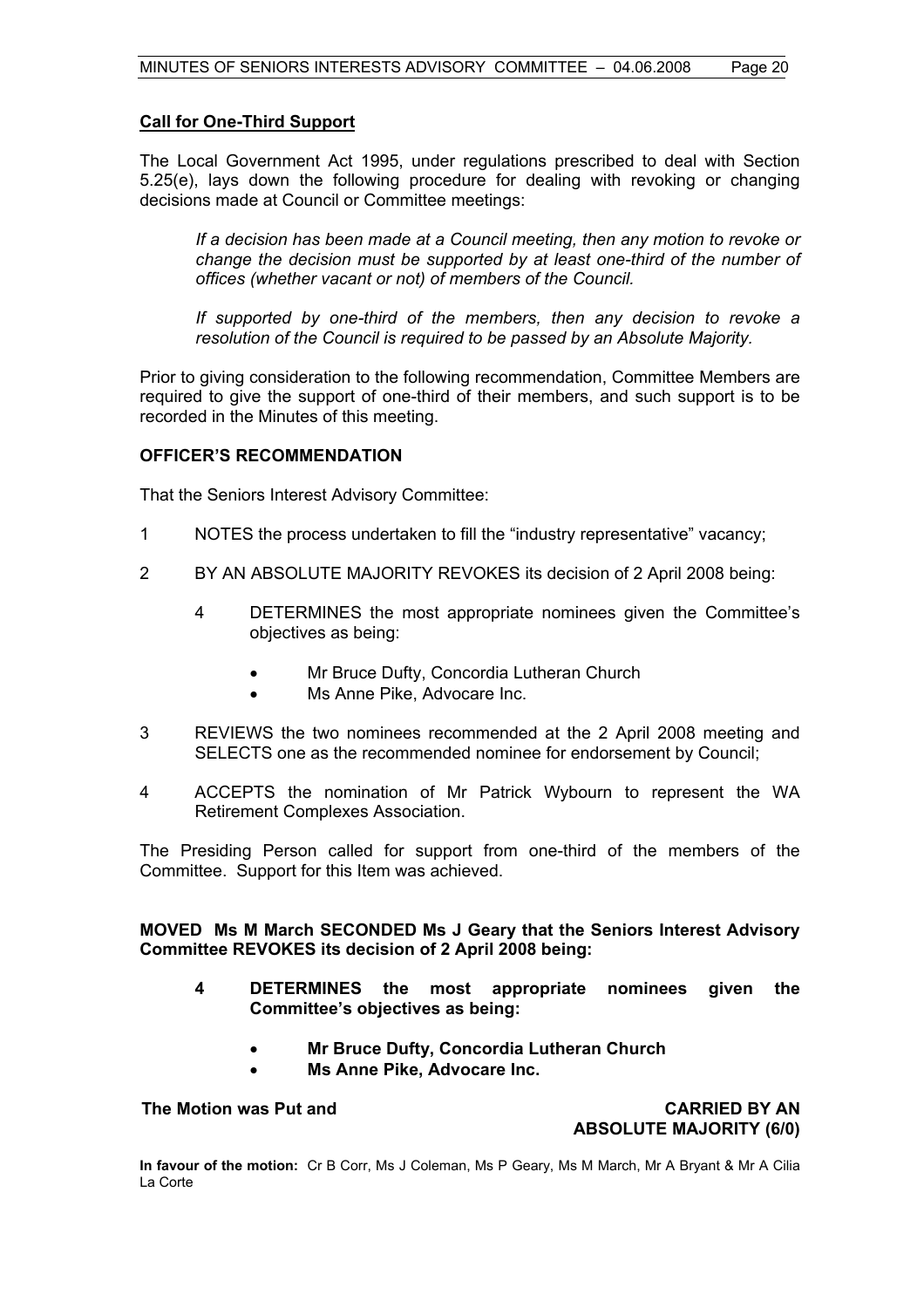**Call for One-Third Support**

The Local Government Act 1995, under regulations prescribed to deal with Section 5.25(e), lays down the following procedure for dealing with revoking or changing decisions made at Council or Committee meetings:

> *If a decision has been made at a Council meeting, then any motion to revoke or change the decision must be supported by at least one-third of the number of offices (whether vacant or not) of members of the Council.*
>
> *If supported by one-third of the members, then any decision to revoke a resolution of the Council is required to be passed by an Absolute Majority.*

Prior to giving consideration to the following recommendation, Committee Members are required to give the support of one-third of their members, and such support is to be recorded in the Minutes of this meeting.

**OFFICER'S RECOMMENDATION**

That the Seniors Interest Advisory Committee:

1. NOTES the process undertaken to fill the "industry representative" vacancy;
2. BY AN ABSOLUTE MAJORITY REVOKES its decision of 2 April 2008 being:

   4 DETERMINES the most appropriate nominees given the Committee's objectives as being:

   - Mr Bruce Dufty, Concordia Lutheran Church
   - Ms Anne Pike, Advocare Inc.

3. REVIEWS the two nominees recommended at the 2 April 2008 meeting and SELECTS one as the recommended nominee for endorsement by Council;
4. ACCEPTS the nomination of Mr Patrick Wybourn to represent the WA Retirement Complexes Association.

The Presiding Person called for support from one-third of the members of the Committee. Support for this Item was achieved.

**MOVED Ms M March SECONDED Ms J Geary that the Seniors Interest Advisory Committee REVOKES its decision of 2 April 2008 being:**

> **4 DETERMINES the most appropriate nominees given the Committee's objectives as being:**
>
> - **Mr Bruce Dufty, Concordia Lutheran Church**
> - **Ms Anne Pike, Advocare Inc.**

**The Motion was Put and** **CARRIED BY AN ABSOLUTE MAJORITY (6/0)**

**In favour of the motion:** Cr B Corr, Ms J Coleman, Ms P Geary, Ms M March, Mr A Bryant & Mr A Cilia La Corte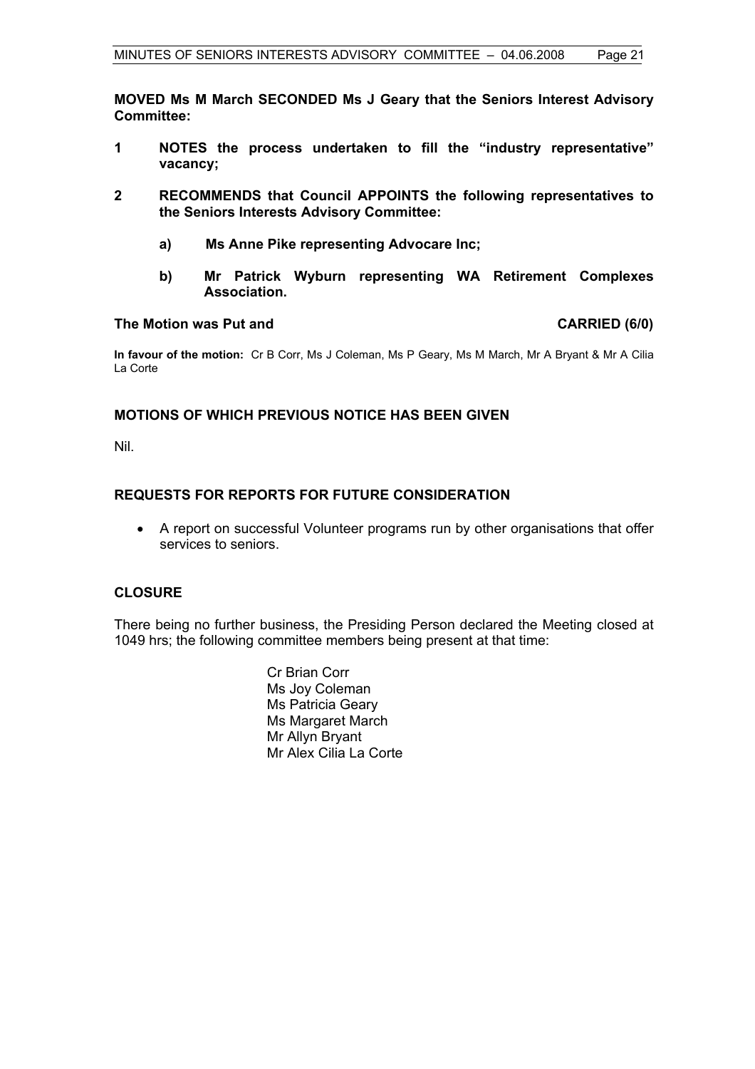**MOVED Ms M March SECONDED Ms J Geary that the Seniors Interest Advisory Committee:**

1. **NOTES the process undertaken to fill the "industry representative" vacancy;**

2. **RECOMMENDS that Council APPOINTS the following representatives to the Seniors Interests Advisory Committee:**

   a) **Ms Anne Pike representing Advocare Inc;**

   b) **Mr Patrick Wyburn representing WA Retirement Complexes Association.**

**The Motion was Put and CARRIED (6/0)**

**In favour of the motion:** Cr B Corr, Ms J Coleman, Ms P Geary, Ms M March, Mr A Bryant & Mr A Cilia La Corte

## MOTIONS OF WHICH PREVIOUS NOTICE HAS BEEN GIVEN

Nil.

## REQUESTS FOR REPORTS FOR FUTURE CONSIDERATION

- A report on successful Volunteer programs run by other organisations that offer services to seniors.

## CLOSURE

There being no further business, the Presiding Person declared the Meeting closed at 1049 hrs; the following committee members being present at that time:

Cr Brian Corr
Ms Joy Coleman
Ms Patricia Geary
Ms Margaret March
Mr Allyn Bryant
Mr Alex Cilia La Corte